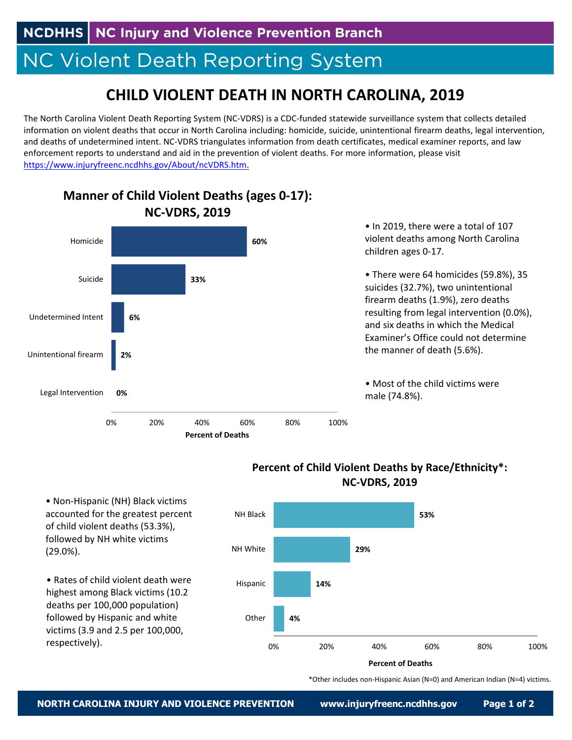NCDHHS | NC Injury and Violence Prevention Branch

# NC Violent Death Reporting System

## CHILD VIOLENT DEATH IN NORTH CAROLINA, 2019

The North Carolina Violent Death Reporting System (NC-VDRS) is a CDC-funded statewide surveillance system that collects detailed information on violent deaths that occur in North Carolina including: homicide, suicide, unintentional firearm deaths, legal intervention, and deaths of undetermined intent. NC-VDRS triangulates information from death certificates, medical examiner reports, and law enforcement reports to understand and aid in the prevention of violent deaths. For more information, please visit [https://www.injuryfreenc.ncdhhs.gov/About/ncVDRS.htm](https://www.injuryfreenc.ncdhhs.gov/About/ncVDRS.htm).

### Manner of Child Violent Deaths (ages 0-17): NC-VDRS, 2019

| Manner | Percent of Deaths |
|---|---|
| Homicide | 60% |
| Suicide | 33% |
| Undetermined Intent | 6% |
| Unintentional firearm | 2% |
| Legal Intervention | 0% |

- In 2019, there were a total of 107 violent deaths among North Carolina children ages 0-17.
- There were 64 homicides (59.8%), 35 suicides (32.7%), two unintentional firearm deaths (1.9%), zero deaths resulting from legal intervention (0.0%), and six deaths in which the Medical Examiner's Office could not determine the manner of death (5.6%).
- Most of the child victims were male (74.8%).

### Percent of Child Violent Deaths by Race/Ethnicity*: NC-VDRS, 2019

| Race/Ethnicity | Percent of Deaths |
|---|---|
| NH Black | 53% |
| NH White | 29% |
| Hispanic | 14% |
| Other | 4% |

- Non-Hispanic (NH) Black victims accounted for the greatest percent of child violent deaths (53.3%), followed by NH white victims (29.0%).
- Rates of child violent death were highest among Black victims (10.2 deaths per 100,000 population) followed by Hispanic and white victims (3.9 and 2.5 per 100,000, respectively).

*Other includes non-Hispanic Asian (N=0) and American Indian (N=4) victims.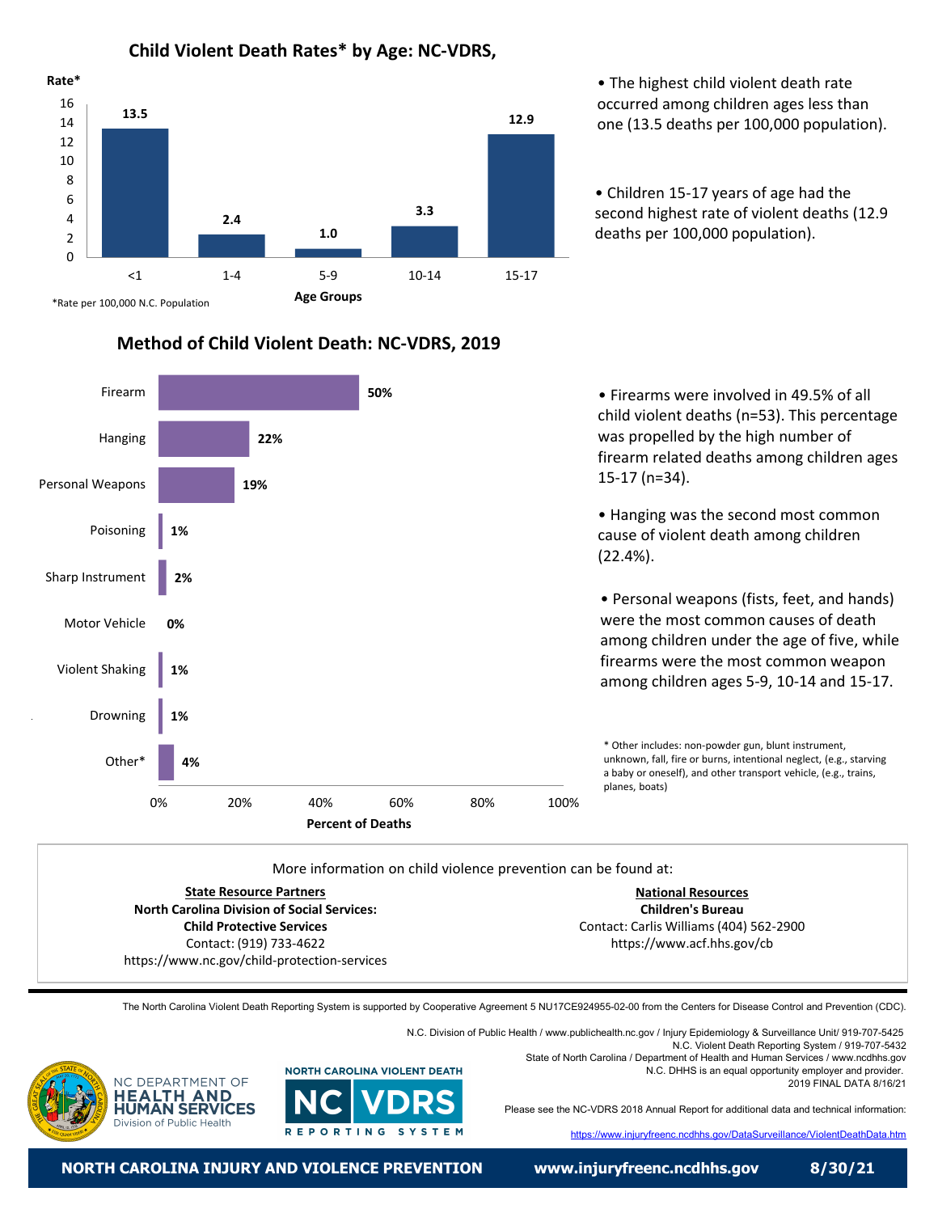## Child Violent Death Rates* by Age: NC-VDRS,

Rate*

16
14
12
10
8
6
4
2
0

13.5
2.4
1.0
3.3
12.9

<1
1-4
5-9
10-14
15-17

Age Groups

*Rate per 100,000 N.C. Population

- The highest child violent death rate occurred among children ages less than one (13.5 deaths per 100,000 population).
- Children 15-17 years of age had the second highest rate of violent deaths (12.9 deaths per 100,000 population).

## Method of Child Violent Death: NC-VDRS, 2019

Firearm 50%
Hanging 22%
Personal Weapons 19%
Poisoning 1%
Sharp Instrument 2%
Motor Vehicle 0%
Violent Shaking 1%
Drowning 1%
Other* 4%

0%
20%
40%
60%
80%
100%

Percent of Deaths

- Firearms were involved in 49.5% of all child violent deaths (n=53). This percentage was propelled by the high number of firearm related deaths among children ages 15-17 (n=34).
- Hanging was the second most common cause of violent death among children (22.4%).
- Personal weapons (fists, feet, and hands) were the most common causes of death among children under the age of five, while firearms were the most common weapon among children ages 5-9, 10-14 and 15-17.

\* Other includes: non-powder gun, blunt instrument, unknown, fall, fire or burns, intentional neglect, (e.g., starving a baby or oneself), and other transport vehicle, (e.g., trains, planes, boats)

More information on child violence prevention can be found at:

**State Resource Partners**
**North Carolina Division of Social Services:**
**Child Protective Services**
Contact: (919) 733-4622
https://www.nc.gov/child-protection-services

**National Resources**
**Children's Bureau**
Contact: Carlis Williams (404) 562-2900
https://www.acf.hhs.gov/cb

The North Carolina Violent Death Reporting System is supported by Cooperative Agreement 5 NU17CE924955-02-00 from the Centers for Disease Control and Prevention (CDC).

N.C. Division of Public Health / www.publichealth.nc.gov / Injury Epidemiology & Surveillance Unit/ 919-707-5425
N.C. Violent Death Reporting System / 919-707-5432
State of North Carolina / Department of Health and Human Services / www.ncdhhs.gov
N.C. DHHS is an equal opportunity employer and provider.
2019 FINAL DATA 8/16/21

Please see the NC-VDRS 2018 Annual Report for additional data and technical information:

https://www.injuryfreenc.ncdhhs.gov/DataSurveillance/ViolentDeathData.htm

NC DEPARTMENT OF HEALTH AND HUMAN SERVICES Division of Public Health

NORTH CAROLINA VIOLENT DEATH NC VDRS REPORTING SYSTEM

**NORTH CAROLINA INJURY AND VIOLENCE PREVENTION** **www.injuryfreenc.ncdhhs.gov** **8/30/21**